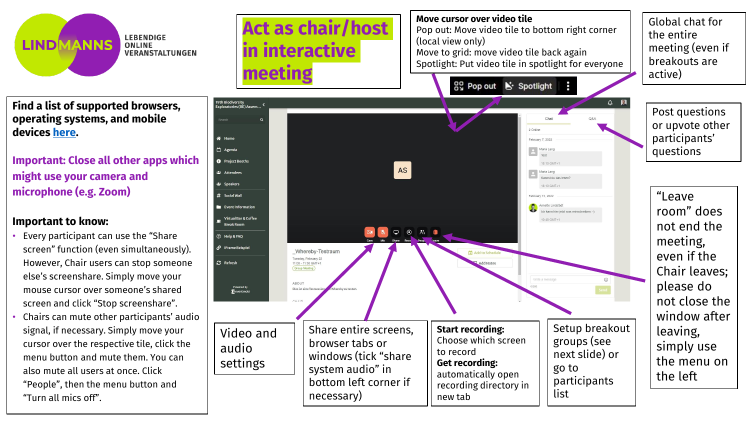LINDMANNS LEBENDIGE ONLINE VERANSTALTUNGEN

# Act as chair/host in interactive meeting

**Move cursor over video tile**
Pop out: Move video tile to bottom right corner (local view only)
Move to grid: move video tile back again
Spotlight: Put video tile in spotlight for everyone

Global chat for the entire meeting (even if breakouts are active)

Post questions or upvote other participants' questions

**Find a list of supported browsers, operating systems, and mobile devices [here](here).**

**Important: Close all other apps which might use your camera and microphone (e.g. Zoom)**

**Important to know:**

- Every participant can use the "Share screen" function (even simultaneously). However, Chair users can stop someone else's screenshare. Simply move your mouse cursor over someone's shared screen and click "Stop screenshare".
- Chairs can mute other participants' audio signal, if necessary. Simply move your cursor over the respective tile, click the menu button and mute them. You can also mute all users at once. Click "People", then the menu button and "Turn all mics off".

"Leave room" does not end the meeting, even if the Chair leaves; please do not close the window after leaving, simply use the menu on the left

Video and audio settings

Share entire screens, browser tabs or windows (tick "share system audio" in bottom left corner if necessary)

**Start recording:**
Choose which screen to record
**Get recording:**
automatically open recording directory in new tab

Setup breakout groups (see next slide) or go to participants list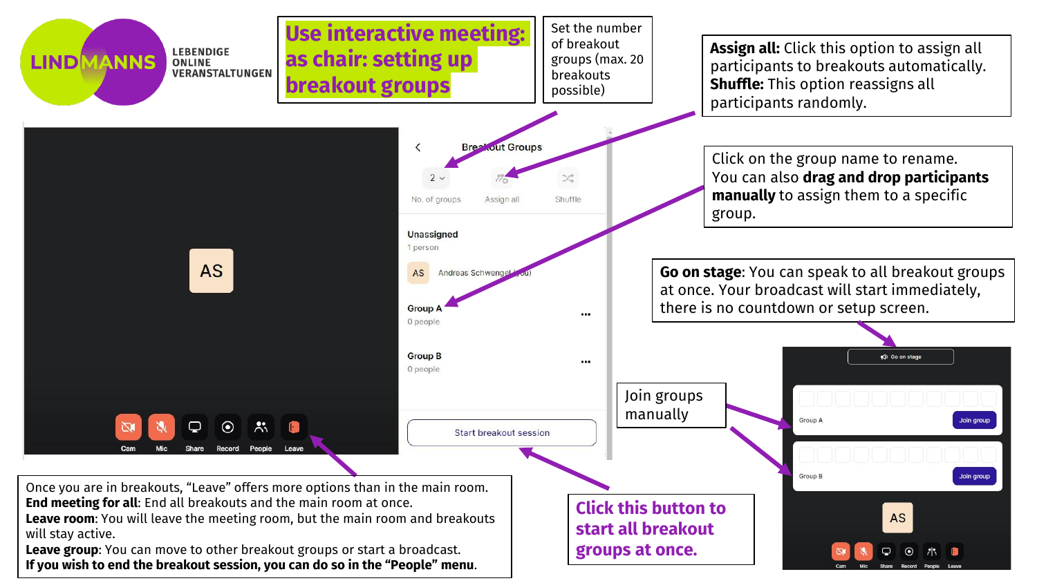LINDMANNS LEBENDIGE ONLINE VERANSTALTUNGEN

# Use interactive meeting: as chair: setting up breakout groups

Set the number of breakout groups (max. 20 breakouts possible)

**Assign all:** Click this option to assign all participants to breakouts automatically.
**Shuffle:** This option reassigns all participants randomly.

Click on the group name to rename. You can also **drag and drop participants manually** to assign them to a specific group.

**Go on stage**: You can speak to all breakout groups at once. Your broadcast will start immediately, there is no countdown or setup screen.

Breakout Groups

2 No. of groups | Assign all | Shuffle

Unassigned
1 person
AS Andreas Schwengel (you)

Group A
0 people

Group B
0 people

Start breakout session

AS

Cam | Mic | Share | Record | People | Leave

Join groups manually

Go on stage

Group A — Join group

Group B — Join group

AS

Cam | Mic | Share | Record | People | Leave

Once you are in breakouts, "Leave" offers more options than in the main room.
**End meeting for all**: End all breakouts and the main room at once.
**Leave room**: You will leave the meeting room, but the main room and breakouts will stay active.
**Leave group**: You can move to other breakout groups or start a broadcast.
**If you wish to end the breakout session, you can do so in the "People" menu.**

**Click this button to start all breakout groups at once.**